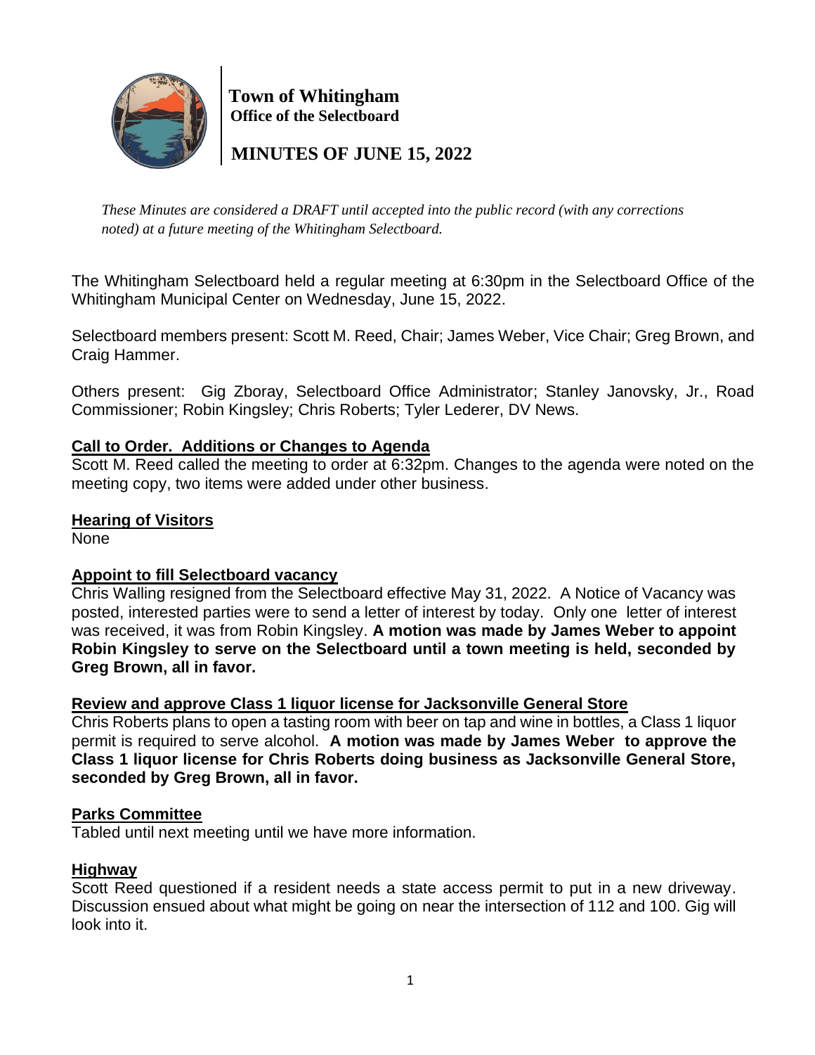# Town of Whitingham
**Office of the Selectboard**

## MINUTES OF JUNE 15, 2022

*These Minutes are considered a DRAFT until accepted into the public record (with any corrections noted) at a future meeting of the Whitingham Selectboard.*

The Whitingham Selectboard held a regular meeting at 6:30pm in the Selectboard Office of the Whitingham Municipal Center on Wednesday, June 15, 2022.

Selectboard members present: Scott M. Reed, Chair; James Weber, Vice Chair; Greg Brown, and Craig Hammer.

Others present: Gig Zboray, Selectboard Office Administrator; Stanley Janovsky, Jr., Road Commissioner; Robin Kingsley; Chris Roberts; Tyler Lederer, DV News.

### Call to Order. Additions or Changes to Agenda

Scott M. Reed called the meeting to order at 6:32pm. Changes to the agenda were noted on the meeting copy, two items were added under other business.

### Hearing of Visitors

None

### Appoint to fill Selectboard vacancy

Chris Walling resigned from the Selectboard effective May 31, 2022. A Notice of Vacancy was posted, interested parties were to send a letter of interest by today. Only one letter of interest was received, it was from Robin Kingsley. **A motion was made by James Weber to appoint Robin Kingsley to serve on the Selectboard until a town meeting is held, seconded by Greg Brown, all in favor.**

### Review and approve Class 1 liquor license for Jacksonville General Store

Chris Roberts plans to open a tasting room with beer on tap and wine in bottles, a Class 1 liquor permit is required to serve alcohol. **A motion was made by James Weber to approve the Class 1 liquor license for Chris Roberts doing business as Jacksonville General Store, seconded by Greg Brown, all in favor.**

### Parks Committee

Tabled until next meeting until we have more information.

### Highway

Scott Reed questioned if a resident needs a state access permit to put in a new driveway. Discussion ensued about what might be going on near the intersection of 112 and 100. Gig will look into it.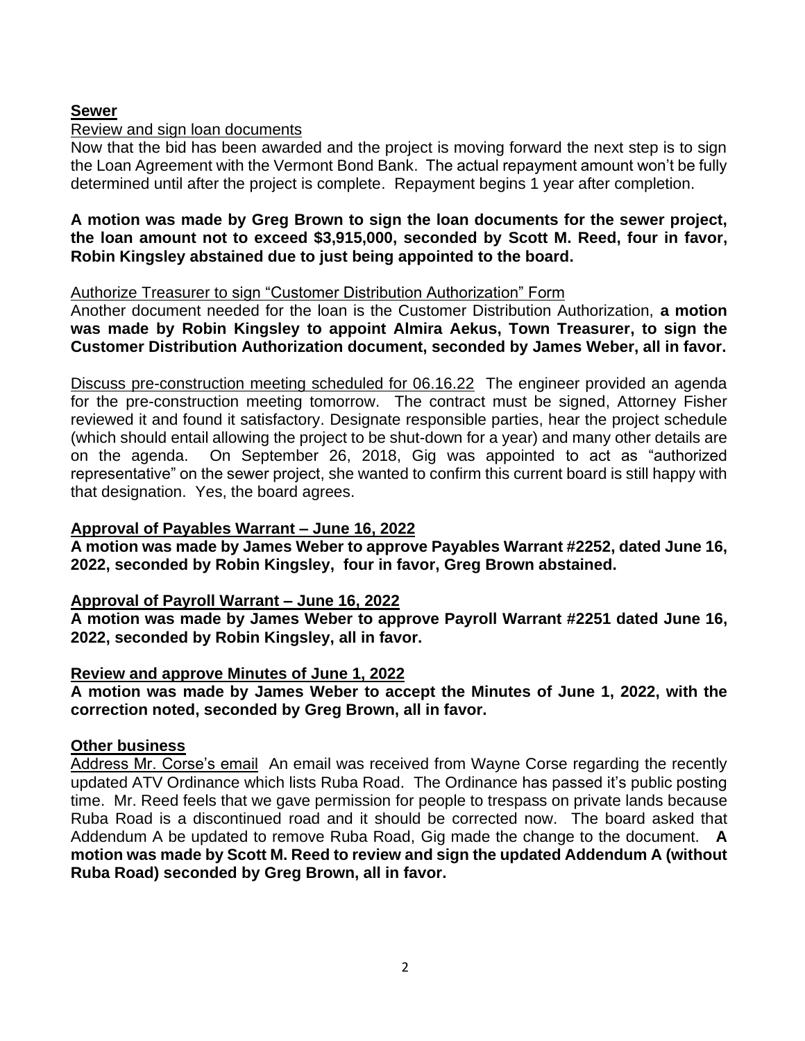**Sewer**

Review and sign loan documents

Now that the bid has been awarded and the project is moving forward the next step is to sign the Loan Agreement with the Vermont Bond Bank. The actual repayment amount won't be fully determined until after the project is complete. Repayment begins 1 year after completion.

**A motion was made by Greg Brown to sign the loan documents for the sewer project, the loan amount not to exceed $3,915,000, seconded by Scott M. Reed, four in favor, Robin Kingsley abstained due to just being appointed to the board.**

Authorize Treasurer to sign "Customer Distribution Authorization" Form

Another document needed for the loan is the Customer Distribution Authorization, **a motion was made by Robin Kingsley to appoint Almira Aekus, Town Treasurer, to sign the Customer Distribution Authorization document, seconded by James Weber, all in favor.**

Discuss pre-construction meeting scheduled for 06.16.22 The engineer provided an agenda for the pre-construction meeting tomorrow. The contract must be signed, Attorney Fisher reviewed it and found it satisfactory. Designate responsible parties, hear the project schedule (which should entail allowing the project to be shut-down for a year) and many other details are on the agenda. On September 26, 2018, Gig was appointed to act as "authorized representative" on the sewer project, she wanted to confirm this current board is still happy with that designation. Yes, the board agrees.

**Approval of Payables Warrant – June 16, 2022**

**A motion was made by James Weber to approve Payables Warrant #2252, dated June 16, 2022, seconded by Robin Kingsley, four in favor, Greg Brown abstained.**

**Approval of Payroll Warrant – June 16, 2022**

**A motion was made by James Weber to approve Payroll Warrant #2251 dated June 16, 2022, seconded by Robin Kingsley, all in favor.**

**Review and approve Minutes of June 1, 2022**

**A motion was made by James Weber to accept the Minutes of June 1, 2022, with the correction noted, seconded by Greg Brown, all in favor.**

**Other business**

Address Mr. Corse's email An email was received from Wayne Corse regarding the recently updated ATV Ordinance which lists Ruba Road. The Ordinance has passed it's public posting time. Mr. Reed feels that we gave permission for people to trespass on private lands because Ruba Road is a discontinued road and it should be corrected now. The board asked that Addendum A be updated to remove Ruba Road, Gig made the change to the document. **A motion was made by Scott M. Reed to review and sign the updated Addendum A (without Ruba Road) seconded by Greg Brown, all in favor.**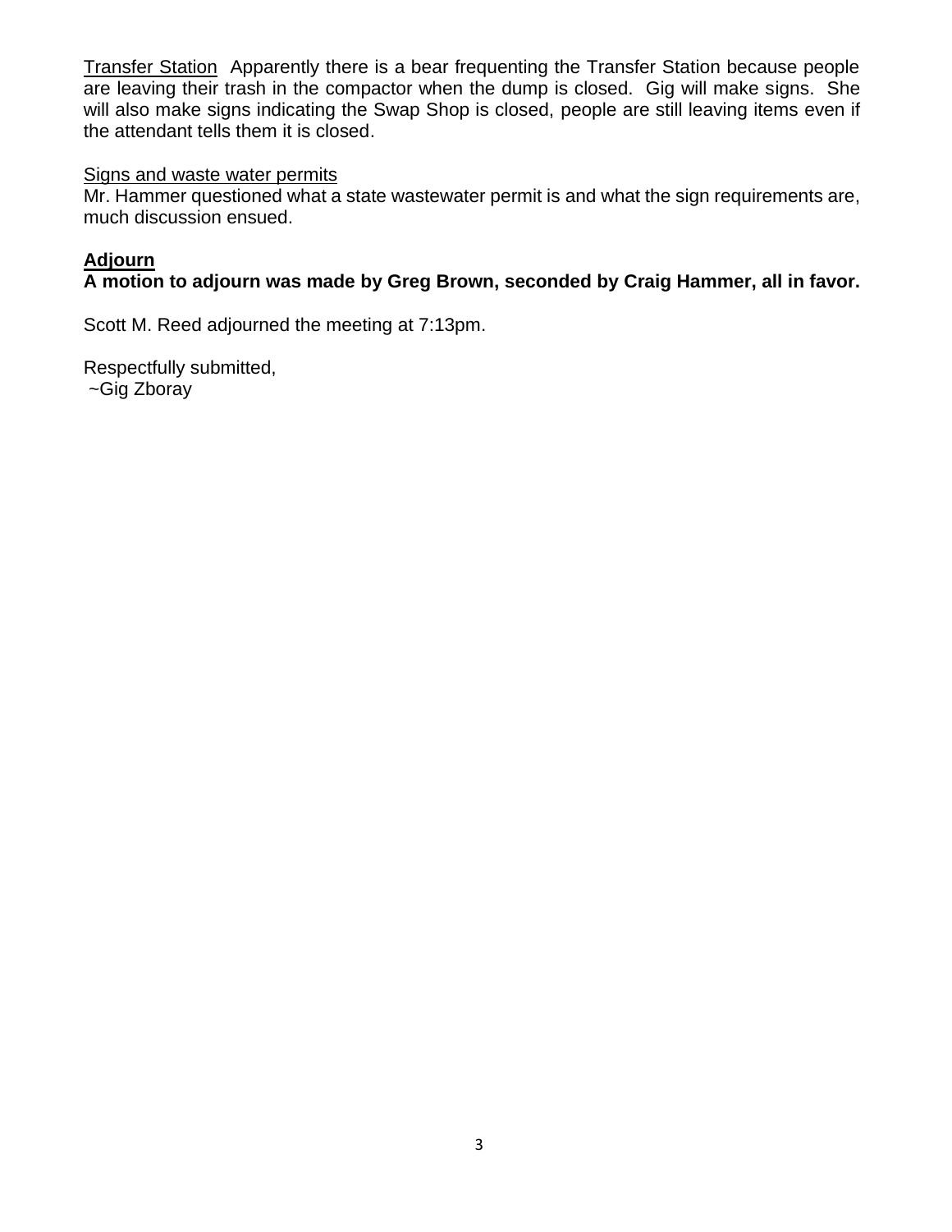<u>Transfer Station</u> Apparently there is a bear frequenting the Transfer Station because people are leaving their trash in the compactor when the dump is closed. Gig will make signs. She will also make signs indicating the Swap Shop is closed, people are still leaving items even if the attendant tells them it is closed.

<u>Signs and waste water permits</u>
Mr. Hammer questioned what a state wastewater permit is and what the sign requirements are, much discussion ensued.

**<u>Adjourn</u>**
**A motion to adjourn was made by Greg Brown, seconded by Craig Hammer, all in favor.**

Scott M. Reed adjourned the meeting at 7:13pm.

Respectfully submitted,
~Gig Zboray